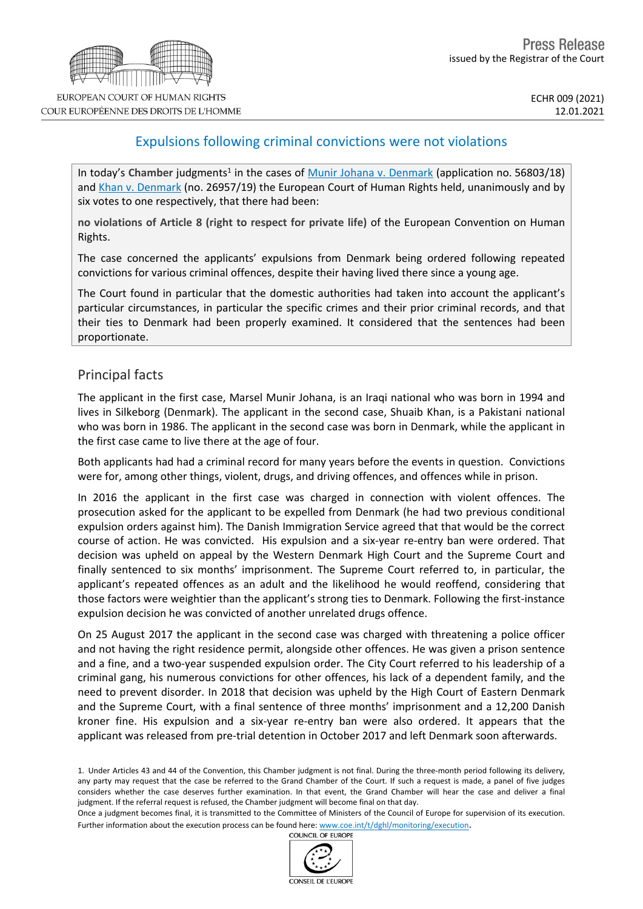EUROPEAN COURT OF HUMAN RIGHTS
COUR EUROPÉENNE DES DROITS DE L'HOMME

Press Release
issued by the Registrar of the Court

ECHR 009 (2021)
12.01.2021

# Expulsions following criminal convictions were not violations

In today's **Chamber** judgments[1] in the cases of Munir Johana v. Denmark (application no. 56803/18) and Khan v. Denmark (no. 26957/19) the European Court of Human Rights held, unanimously and by six votes to one respectively, that there had been:

**no violations of Article 8 (right to respect for private life)** of the European Convention on Human Rights.

The case concerned the applicants' expulsions from Denmark being ordered following repeated convictions for various criminal offences, despite their having lived there since a young age.

The Court found in particular that the domestic authorities had taken into account the applicant's particular circumstances, in particular the specific crimes and their prior criminal records, and that their ties to Denmark had been properly examined. It considered that the sentences had been proportionate.

## Principal facts

The applicant in the first case, Marsel Munir Johana, is an Iraqi national who was born in 1994 and lives in Silkeborg (Denmark). The applicant in the second case, Shuaib Khan, is a Pakistani national who was born in 1986. The applicant in the second case was born in Denmark, while the applicant in the first case came to live there at the age of four.

Both applicants had had a criminal record for many years before the events in question. Convictions were for, among other things, violent, drugs, and driving offences, and offences while in prison.

In 2016 the applicant in the first case was charged in connection with violent offences. The prosecution asked for the applicant to be expelled from Denmark (he had two previous conditional expulsion orders against him). The Danish Immigration Service agreed that that would be the correct course of action. He was convicted. His expulsion and a six-year re-entry ban were ordered. That decision was upheld on appeal by the Western Denmark High Court and the Supreme Court and finally sentenced to six months' imprisonment. The Supreme Court referred to, in particular, the applicant's repeated offences as an adult and the likelihood he would reoffend, considering that those factors were weightier than the applicant's strong ties to Denmark. Following the first-instance expulsion decision he was convicted of another unrelated drugs offence.

On 25 August 2017 the applicant in the second case was charged with threatening a police officer and not having the right residence permit, alongside other offences. He was given a prison sentence and a fine, and a two-year suspended expulsion order. The City Court referred to his leadership of a criminal gang, his numerous convictions for other offences, his lack of a dependent family, and the need to prevent disorder. In 2018 that decision was upheld by the High Court of Eastern Denmark and the Supreme Court, with a final sentence of three months' imprisonment and a 12,200 Danish kroner fine. His expulsion and a six-year re-entry ban were also ordered. It appears that the applicant was released from pre-trial detention in October 2017 and left Denmark soon afterwards.

1. Under Articles 43 and 44 of the Convention, this Chamber judgment is not final. During the three-month period following its delivery, any party may request that the case be referred to the Grand Chamber of the Court. If such a request is made, a panel of five judges considers whether the case deserves further examination. In that event, the Grand Chamber will hear the case and deliver a final judgment. If the referral request is refused, the Chamber judgment will become final on that day.
Once a judgment becomes final, it is transmitted to the Committee of Ministers of the Council of Europe for supervision of its execution. Further information about the execution process can be found here: www.coe.int/t/dghl/monitoring/execution.

COUNCIL OF EUROPE
CONSEIL DE L'EUROPE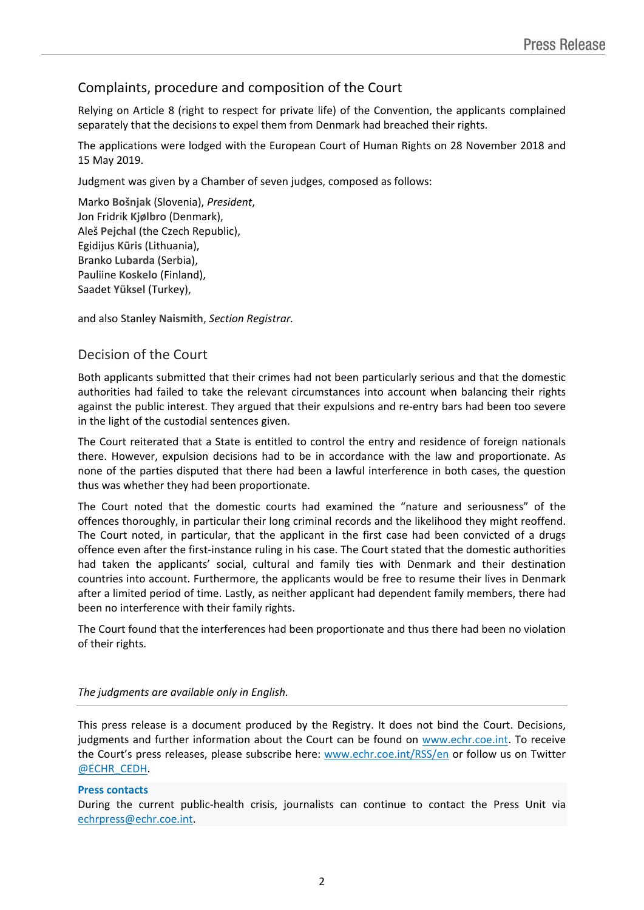## Complaints, procedure and composition of the Court

Relying on Article 8 (right to respect for private life) of the Convention, the applicants complained separately that the decisions to expel them from Denmark had breached their rights.

The applications were lodged with the European Court of Human Rights on 28 November 2018 and 15 May 2019.

Judgment was given by a Chamber of seven judges, composed as follows:

Marko **Bošnjak** (Slovenia), *President*,
Jon Fridrik **Kjølbro** (Denmark),
Aleš **Pejchal** (the Czech Republic),
Egidijus **Kūris** (Lithuania),
Branko **Lubarda** (Serbia),
Pauliine **Koskelo** (Finland),
Saadet **Yüksel** (Turkey),

and also Stanley **Naismith**, *Section Registrar.*

## Decision of the Court

Both applicants submitted that their crimes had not been particularly serious and that the domestic authorities had failed to take the relevant circumstances into account when balancing their rights against the public interest. They argued that their expulsions and re-entry bars had been too severe in the light of the custodial sentences given.

The Court reiterated that a State is entitled to control the entry and residence of foreign nationals there. However, expulsion decisions had to be in accordance with the law and proportionate. As none of the parties disputed that there had been a lawful interference in both cases, the question thus was whether they had been proportionate.

The Court noted that the domestic courts had examined the "nature and seriousness" of the offences thoroughly, in particular their long criminal records and the likelihood they might reoffend. The Court noted, in particular, that the applicant in the first case had been convicted of a drugs offence even after the first-instance ruling in his case. The Court stated that the domestic authorities had taken the applicants' social, cultural and family ties with Denmark and their destination countries into account. Furthermore, the applicants would be free to resume their lives in Denmark after a limited period of time. Lastly, as neither applicant had dependent family members, there had been no interference with their family rights.

The Court found that the interferences had been proportionate and thus there had been no violation of their rights.

*The judgments are available only in English.*

---

This press release is a document produced by the Registry. It does not bind the Court. Decisions, judgments and further information about the Court can be found on [www.echr.coe.int](www.echr.coe.int). To receive the Court's press releases, please subscribe here: [www.echr.coe.int/RSS/en](www.echr.coe.int/RSS/en) or follow us on Twitter [@ECHR_CEDH](@ECHR_CEDH).

**Press contacts**
During the current public-health crisis, journalists can continue to contact the Press Unit via [echrpress@echr.coe.int](mailto:echrpress@echr.coe.int).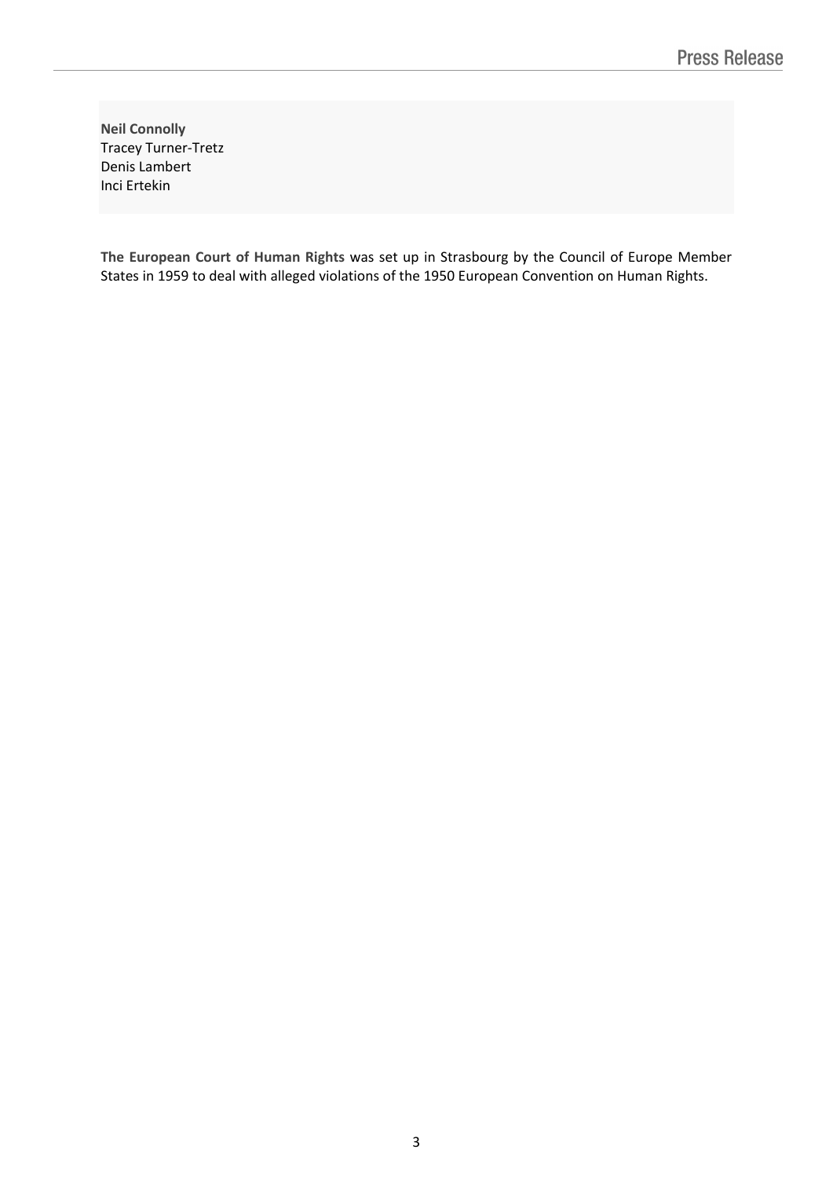**Neil Connolly**
Tracey Turner-Tretz
Denis Lambert
Inci Ertekin

**The European Court of Human Rights** was set up in Strasbourg by the Council of Europe Member States in 1959 to deal with alleged violations of the 1950 European Convention on Human Rights.